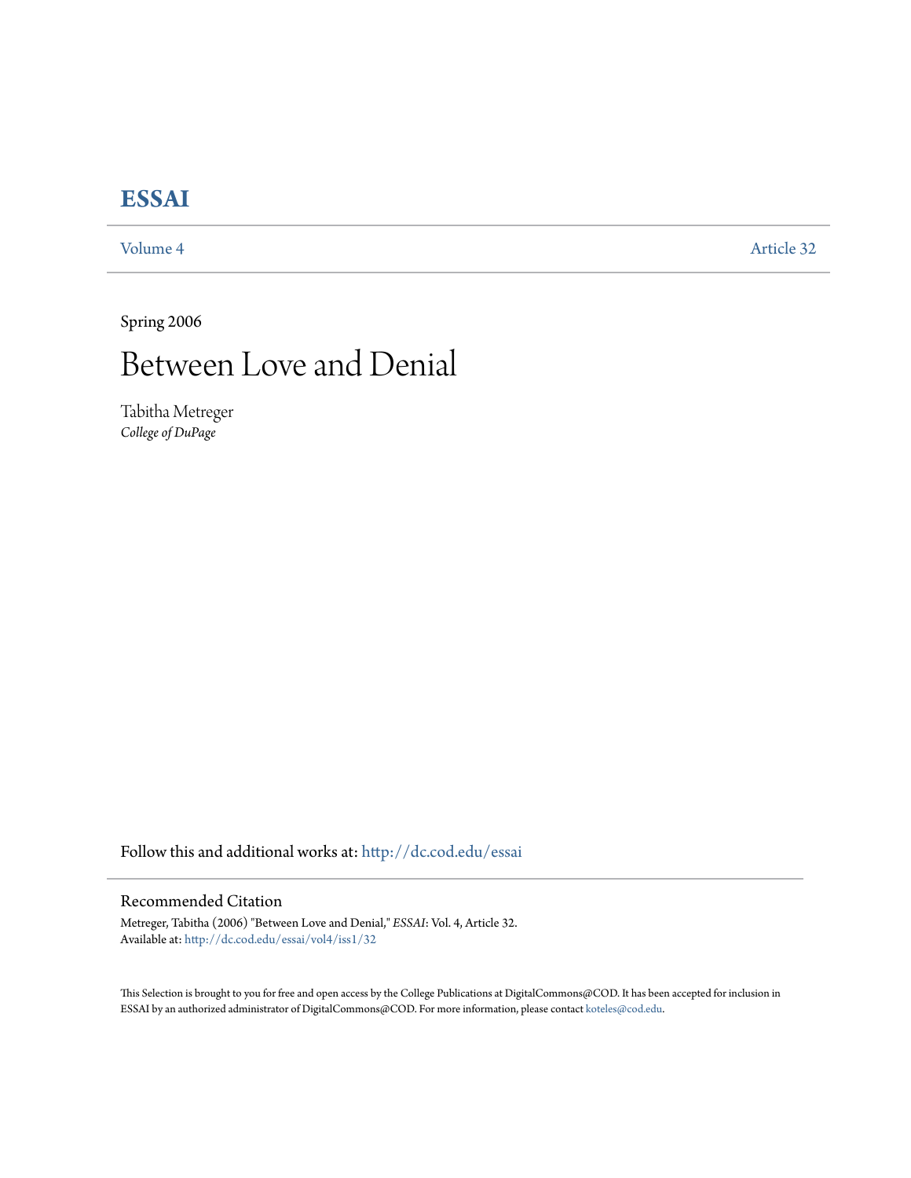# ESSAI

Volume 4 Article 32

Spring 2006

# Between Love and Denial

Tabitha Metreger
*College of DuPage*

Follow this and additional works at: http://dc.cod.edu/essai

## Recommended Citation

Metreger, Tabitha (2006) "Between Love and Denial," *ESSAI*: Vol. 4, Article 32.
Available at: http://dc.cod.edu/essai/vol4/iss1/32

This Selection is brought to you for free and open access by the College Publications at DigitalCommons@COD. It has been accepted for inclusion in ESSAI by an authorized administrator of DigitalCommons@COD. For more information, please contact koteles@cod.edu.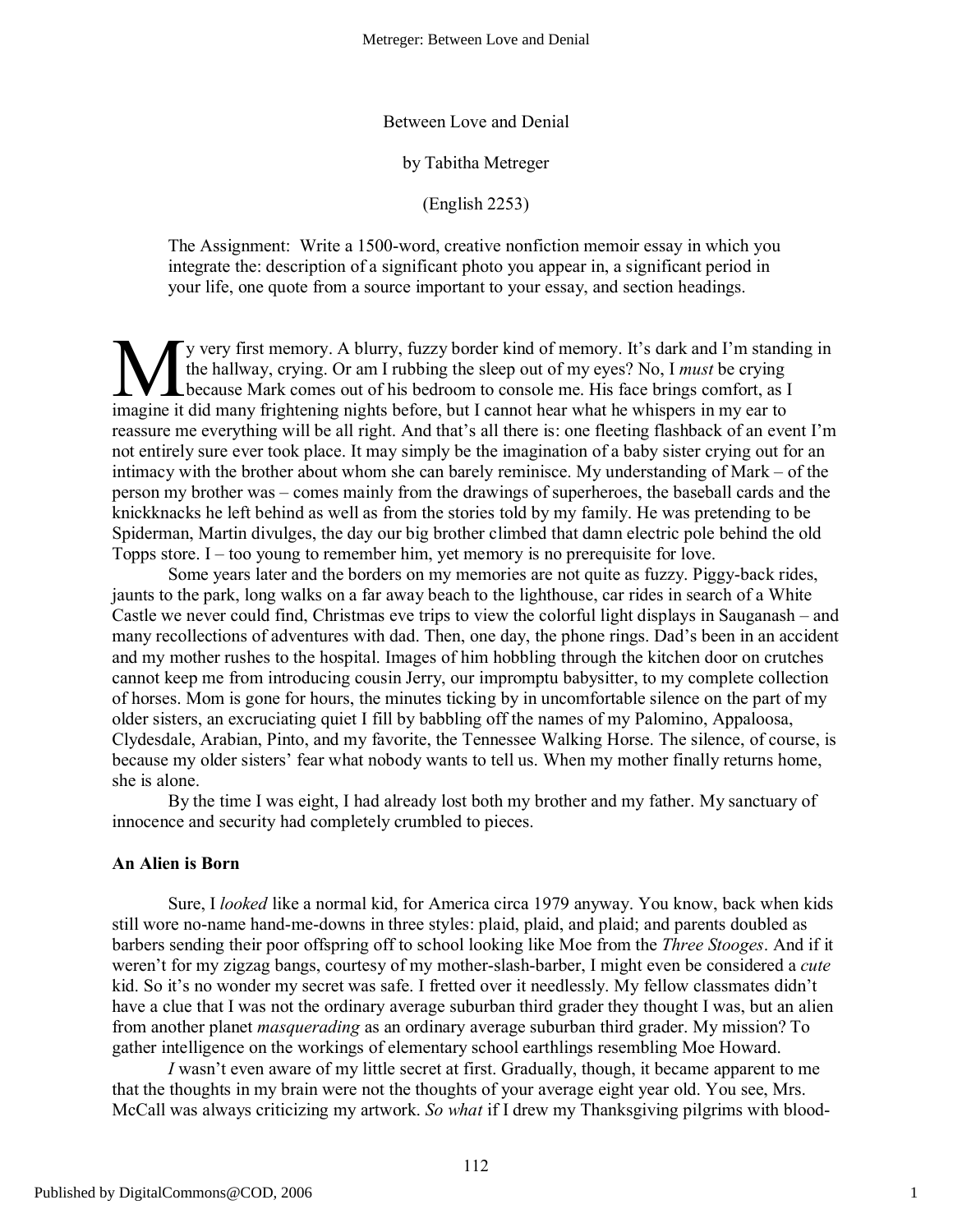Between Love and Denial

by Tabitha Metreger

(English 2253)

The Assignment: Write a 1500-word, creative nonfiction memoir essay in which you integrate the: description of a significant photo you appear in, a significant period in your life, one quote from a source important to your essay, and section headings.

My very first memory. A blurry, fuzzy border kind of memory. It's dark and I'm standing in the hallway, crying. Or am I rubbing the sleep out of my eyes? No, I *must* be crying because Mark comes out of his bedroom to console me. His face brings comfort, as I imagine it did many frightening nights before, but I cannot hear what he whispers in my ear to reassure me everything will be all right. And that's all there is: one fleeting flashback of an event I'm not entirely sure ever took place. It may simply be the imagination of a baby sister crying out for an intimacy with the brother about whom she can barely reminisce. My understanding of Mark – of the person my brother was – comes mainly from the drawings of superheroes, the baseball cards and the knickknacks he left behind as well as from the stories told by my family. He was pretending to be Spiderman, Martin divulges, the day our big brother climbed that damn electric pole behind the old Topps store. I – too young to remember him, yet memory is no prerequisite for love.

Some years later and the borders on my memories are not quite as fuzzy. Piggy-back rides, jaunts to the park, long walks on a far away beach to the lighthouse, car rides in search of a White Castle we never could find, Christmas eve trips to view the colorful light displays in Sauganash – and many recollections of adventures with dad. Then, one day, the phone rings. Dad's been in an accident and my mother rushes to the hospital. Images of him hobbling through the kitchen door on crutches cannot keep me from introducing cousin Jerry, our impromptu babysitter, to my complete collection of horses. Mom is gone for hours, the minutes ticking by in uncomfortable silence on the part of my older sisters, an excruciating quiet I fill by babbling off the names of my Palomino, Appaloosa, Clydesdale, Arabian, Pinto, and my favorite, the Tennessee Walking Horse. The silence, of course, is because my older sisters' fear what nobody wants to tell us. When my mother finally returns home, she is alone.

By the time I was eight, I had already lost both my brother and my father. My sanctuary of innocence and security had completely crumbled to pieces.

**An Alien is Born**

Sure, I *looked* like a normal kid, for America circa 1979 anyway. You know, back when kids still wore no-name hand-me-downs in three styles: plaid, plaid, and plaid; and parents doubled as barbers sending their poor offspring off to school looking like Moe from the *Three Stooges*. And if it weren't for my zigzag bangs, courtesy of my mother-slash-barber, I might even be considered a *cute* kid. So it's no wonder my secret was safe. I fretted over it needlessly. My fellow classmates didn't have a clue that I was not the ordinary average suburban third grader they thought I was, but an alien from another planet *masquerading* as an ordinary average suburban third grader. My mission? To gather intelligence on the workings of elementary school earthlings resembling Moe Howard.

*I* wasn't even aware of my little secret at first. Gradually, though, it became apparent to me that the thoughts in my brain were not the thoughts of your average eight year old. You see, Mrs. McCall was always criticizing my artwork. *So what* if I drew my Thanksgiving pilgrims with blood-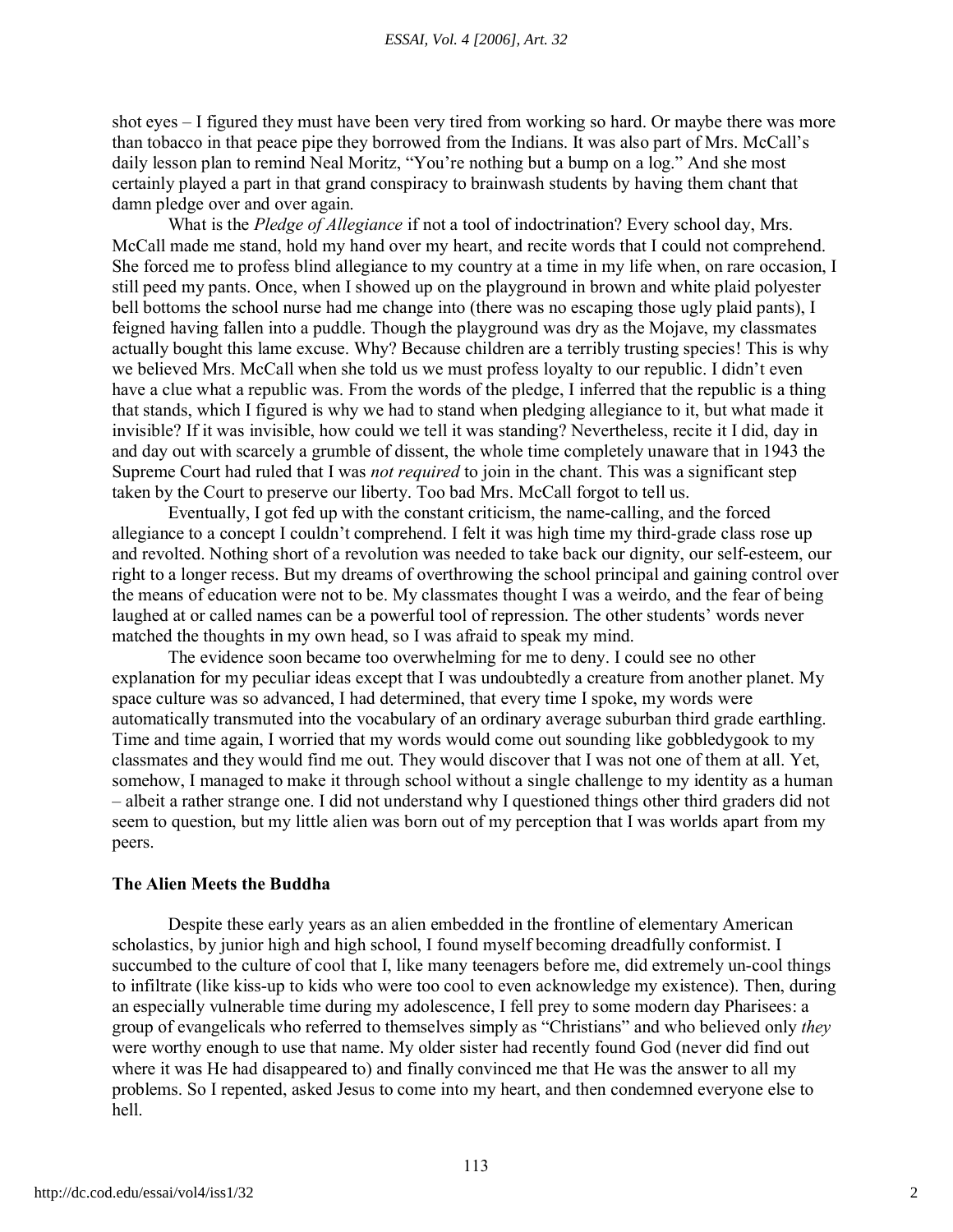shot eyes – I figured they must have been very tired from working so hard. Or maybe there was more than tobacco in that peace pipe they borrowed from the Indians. It was also part of Mrs. McCall's daily lesson plan to remind Neal Moritz, "You're nothing but a bump on a log." And she most certainly played a part in that grand conspiracy to brainwash students by having them chant that damn pledge over and over again.

What is the *Pledge of Allegiance* if not a tool of indoctrination? Every school day, Mrs. McCall made me stand, hold my hand over my heart, and recite words that I could not comprehend. She forced me to profess blind allegiance to my country at a time in my life when, on rare occasion, I still peed my pants. Once, when I showed up on the playground in brown and white plaid polyester bell bottoms the school nurse had me change into (there was no escaping those ugly plaid pants), I feigned having fallen into a puddle. Though the playground was dry as the Mojave, my classmates actually bought this lame excuse. Why? Because children are a terribly trusting species! This is why we believed Mrs. McCall when she told us we must profess loyalty to our republic. I didn't even have a clue what a republic was. From the words of the pledge, I inferred that the republic is a thing that stands, which I figured is why we had to stand when pledging allegiance to it, but what made it invisible? If it was invisible, how could we tell it was standing? Nevertheless, recite it I did, day in and day out with scarcely a grumble of dissent, the whole time completely unaware that in 1943 the Supreme Court had ruled that I was *not required* to join in the chant. This was a significant step taken by the Court to preserve our liberty. Too bad Mrs. McCall forgot to tell us.

Eventually, I got fed up with the constant criticism, the name-calling, and the forced allegiance to a concept I couldn't comprehend. I felt it was high time my third-grade class rose up and revolted. Nothing short of a revolution was needed to take back our dignity, our self-esteem, our right to a longer recess. But my dreams of overthrowing the school principal and gaining control over the means of education were not to be. My classmates thought I was a weirdo, and the fear of being laughed at or called names can be a powerful tool of repression. The other students' words never matched the thoughts in my own head, so I was afraid to speak my mind.

The evidence soon became too overwhelming for me to deny. I could see no other explanation for my peculiar ideas except that I was undoubtedly a creature from another planet. My space culture was so advanced, I had determined, that every time I spoke, my words were automatically transmuted into the vocabulary of an ordinary average suburban third grade earthling. Time and time again, I worried that my words would come out sounding like gobbledygook to my classmates and they would find me out. They would discover that I was not one of them at all. Yet, somehow, I managed to make it through school without a single challenge to my identity as a human – albeit a rather strange one. I did not understand why I questioned things other third graders did not seem to question, but my little alien was born out of my perception that I was worlds apart from my peers.

**The Alien Meets the Buddha**

Despite these early years as an alien embedded in the frontline of elementary American scholastics, by junior high and high school, I found myself becoming dreadfully conformist. I succumbed to the culture of cool that I, like many teenagers before me, did extremely un-cool things to infiltrate (like kiss-up to kids who were too cool to even acknowledge my existence). Then, during an especially vulnerable time during my adolescence, I fell prey to some modern day Pharisees: a group of evangelicals who referred to themselves simply as "Christians" and who believed only *they* were worthy enough to use that name. My older sister had recently found God (never did find out where it was He had disappeared to) and finally convinced me that He was the answer to all my problems. So I repented, asked Jesus to come into my heart, and then condemned everyone else to hell.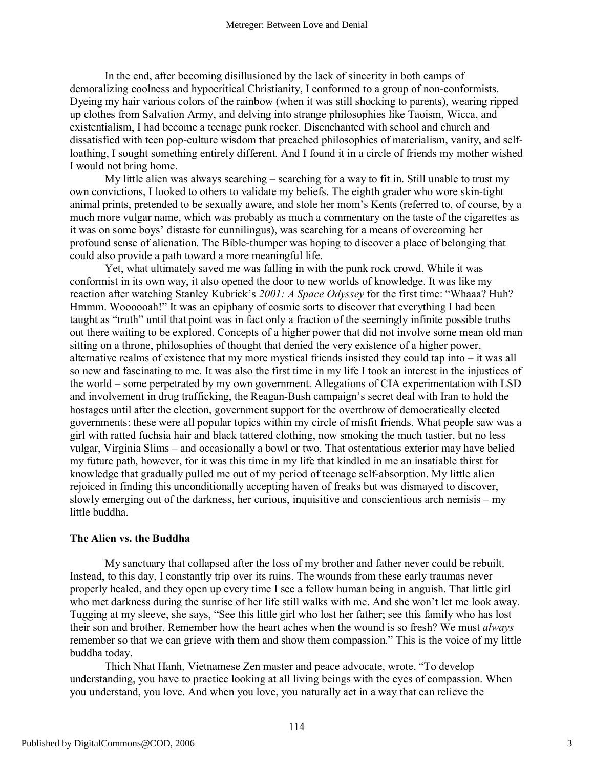In the end, after becoming disillusioned by the lack of sincerity in both camps of demoralizing coolness and hypocritical Christianity, I conformed to a group of non-conformists. Dyeing my hair various colors of the rainbow (when it was still shocking to parents), wearing ripped up clothes from Salvation Army, and delving into strange philosophies like Taoism, Wicca, and existentialism, I had become a teenage punk rocker. Disenchanted with school and church and dissatisfied with teen pop-culture wisdom that preached philosophies of materialism, vanity, and self-loathing, I sought something entirely different. And I found it in a circle of friends my mother wished I would not bring home.

My little alien was always searching – searching for a way to fit in. Still unable to trust my own convictions, I looked to others to validate my beliefs. The eighth grader who wore skin-tight animal prints, pretended to be sexually aware, and stole her mom's Kents (referred to, of course, by a much more vulgar name, which was probably as much a commentary on the taste of the cigarettes as it was on some boys' distaste for cunnilingus), was searching for a means of overcoming her profound sense of alienation. The Bible-thumper was hoping to discover a place of belonging that could also provide a path toward a more meaningful life.

Yet, what ultimately saved me was falling in with the punk rock crowd. While it was conformist in its own way, it also opened the door to new worlds of knowledge. It was like my reaction after watching Stanley Kubrick's *2001: A Space Odyssey* for the first time: "Whaaa? Huh? Hmmm. Woooooah!" It was an epiphany of cosmic sorts to discover that everything I had been taught as "truth" until that point was in fact only a fraction of the seemingly infinite possible truths out there waiting to be explored. Concepts of a higher power that did not involve some mean old man sitting on a throne, philosophies of thought that denied the very existence of a higher power, alternative realms of existence that my more mystical friends insisted they could tap into – it was all so new and fascinating to me. It was also the first time in my life I took an interest in the injustices of the world – some perpetrated by my own government. Allegations of CIA experimentation with LSD and involvement in drug trafficking, the Reagan-Bush campaign's secret deal with Iran to hold the hostages until after the election, government support for the overthrow of democratically elected governments: these were all popular topics within my circle of misfit friends. What people saw was a girl with ratted fuchsia hair and black tattered clothing, now smoking the much tastier, but no less vulgar, Virginia Slims – and occasionally a bowl or two. That ostentatious exterior may have belied my future path, however, for it was this time in my life that kindled in me an insatiable thirst for knowledge that gradually pulled me out of my period of teenage self-absorption. My little alien rejoiced in finding this unconditionally accepting haven of freaks but was dismayed to discover, slowly emerging out of the darkness, her curious, inquisitive and conscientious arch nemisis – my little buddha.

### The Alien vs. the Buddha

My sanctuary that collapsed after the loss of my brother and father never could be rebuilt. Instead, to this day, I constantly trip over its ruins. The wounds from these early traumas never properly healed, and they open up every time I see a fellow human being in anguish. That little girl who met darkness during the sunrise of her life still walks with me. And she won't let me look away. Tugging at my sleeve, she says, "See this little girl who lost her father; see this family who has lost their son and brother. Remember how the heart aches when the wound is so fresh? We must *always* remember so that we can grieve with them and show them compassion." This is the voice of my little buddha today.

Thich Nhat Hanh, Vietnamese Zen master and peace advocate, wrote, "To develop understanding, you have to practice looking at all living beings with the eyes of compassion. When you understand, you love. And when you love, you naturally act in a way that can relieve the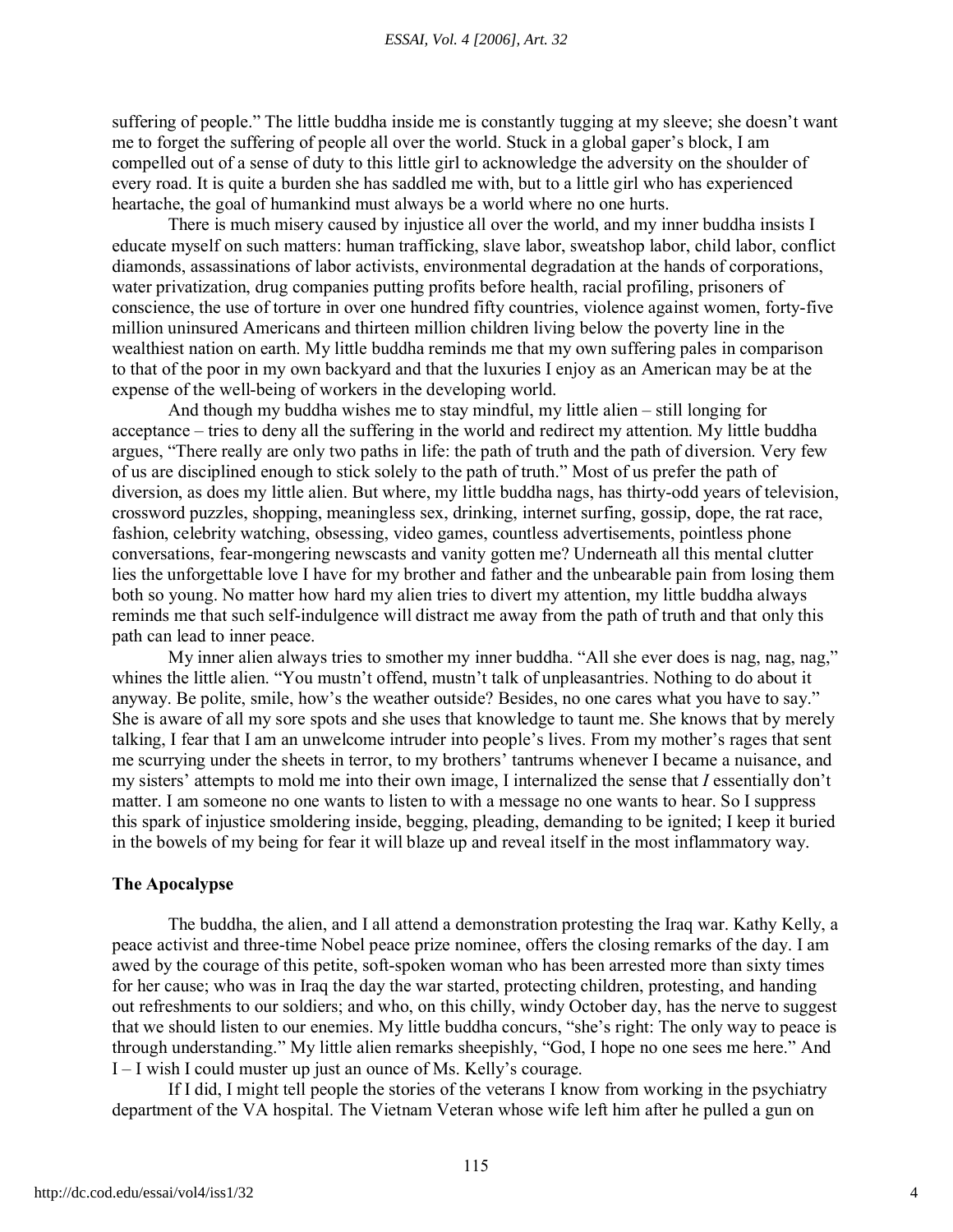suffering of people." The little buddha inside me is constantly tugging at my sleeve; she doesn't want me to forget the suffering of people all over the world. Stuck in a global gaper's block, I am compelled out of a sense of duty to this little girl to acknowledge the adversity on the shoulder of every road. It is quite a burden she has saddled me with, but to a little girl who has experienced heartache, the goal of humankind must always be a world where no one hurts.

There is much misery caused by injustice all over the world, and my inner buddha insists I educate myself on such matters: human trafficking, slave labor, sweatshop labor, child labor, conflict diamonds, assassinations of labor activists, environmental degradation at the hands of corporations, water privatization, drug companies putting profits before health, racial profiling, prisoners of conscience, the use of torture in over one hundred fifty countries, violence against women, forty-five million uninsured Americans and thirteen million children living below the poverty line in the wealthiest nation on earth. My little buddha reminds me that my own suffering pales in comparison to that of the poor in my own backyard and that the luxuries I enjoy as an American may be at the expense of the well-being of workers in the developing world.

And though my buddha wishes me to stay mindful, my little alien – still longing for acceptance – tries to deny all the suffering in the world and redirect my attention. My little buddha argues, "There really are only two paths in life: the path of truth and the path of diversion. Very few of us are disciplined enough to stick solely to the path of truth." Most of us prefer the path of diversion, as does my little alien. But where, my little buddha nags, has thirty-odd years of television, crossword puzzles, shopping, meaningless sex, drinking, internet surfing, gossip, dope, the rat race, fashion, celebrity watching, obsessing, video games, countless advertisements, pointless phone conversations, fear-mongering newscasts and vanity gotten me? Underneath all this mental clutter lies the unforgettable love I have for my brother and father and the unbearable pain from losing them both so young. No matter how hard my alien tries to divert my attention, my little buddha always reminds me that such self-indulgence will distract me away from the path of truth and that only this path can lead to inner peace.

My inner alien always tries to smother my inner buddha. "All she ever does is nag, nag, nag," whines the little alien. "You mustn't offend, mustn't talk of unpleasantries. Nothing to do about it anyway. Be polite, smile, how's the weather outside? Besides, no one cares what you have to say." She is aware of all my sore spots and she uses that knowledge to taunt me. She knows that by merely talking, I fear that I am an unwelcome intruder into people's lives. From my mother's rages that sent me scurrying under the sheets in terror, to my brothers' tantrums whenever I became a nuisance, and my sisters' attempts to mold me into their own image, I internalized the sense that *I* essentially don't matter. I am someone no one wants to listen to with a message no one wants to hear. So I suppress this spark of injustice smoldering inside, begging, pleading, demanding to be ignited; I keep it buried in the bowels of my being for fear it will blaze up and reveal itself in the most inflammatory way.

## The Apocalypse

The buddha, the alien, and I all attend a demonstration protesting the Iraq war. Kathy Kelly, a peace activist and three-time Nobel peace prize nominee, offers the closing remarks of the day. I am awed by the courage of this petite, soft-spoken woman who has been arrested more than sixty times for her cause; who was in Iraq the day the war started, protecting children, protesting, and handing out refreshments to our soldiers; and who, on this chilly, windy October day, has the nerve to suggest that we should listen to our enemies. My little buddha concurs, "she's right: The only way to peace is through understanding." My little alien remarks sheepishly, "God, I hope no one sees me here." And I – I wish I could muster up just an ounce of Ms. Kelly's courage.

If I did, I might tell people the stories of the veterans I know from working in the psychiatry department of the VA hospital. The Vietnam Veteran whose wife left him after he pulled a gun on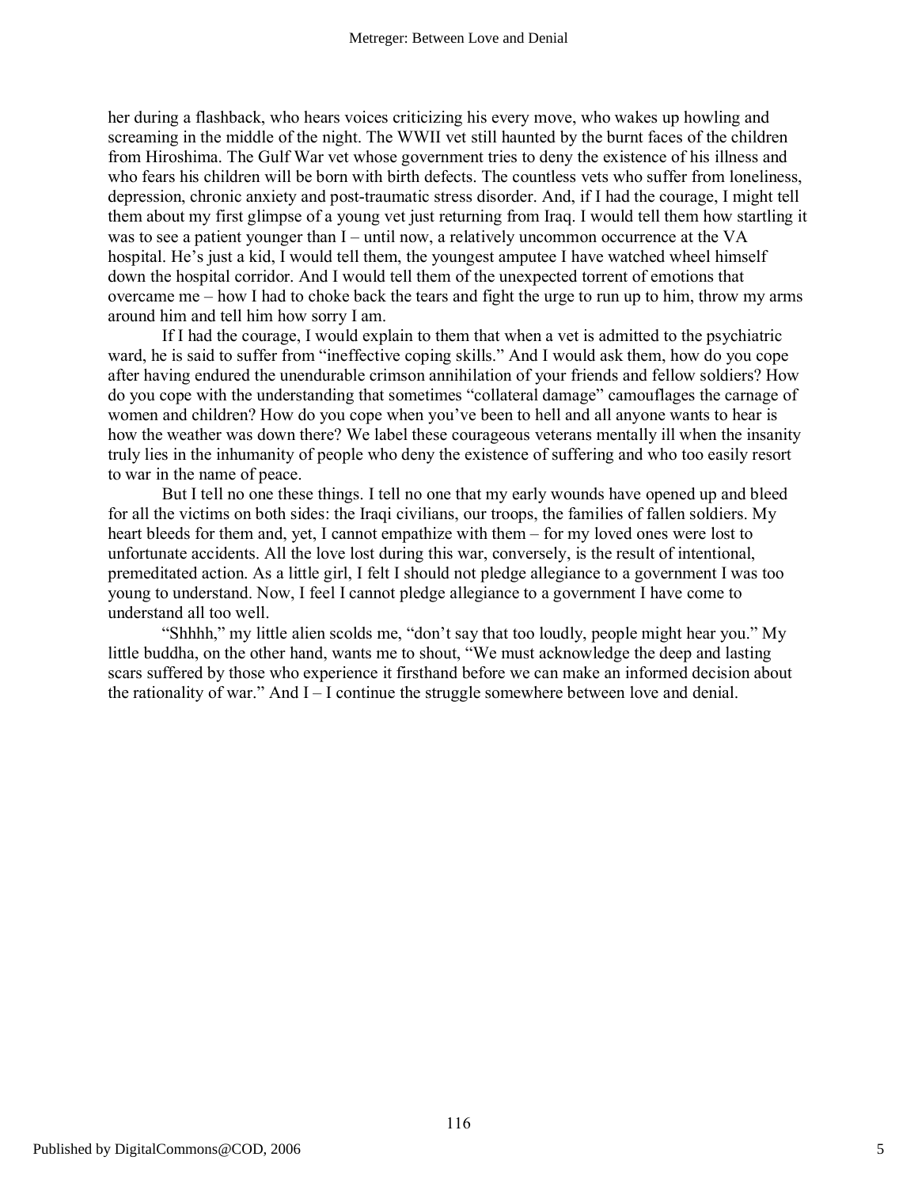her during a flashback, who hears voices criticizing his every move, who wakes up howling and screaming in the middle of the night. The WWII vet still haunted by the burnt faces of the children from Hiroshima. The Gulf War vet whose government tries to deny the existence of his illness and who fears his children will be born with birth defects. The countless vets who suffer from loneliness, depression, chronic anxiety and post-traumatic stress disorder. And, if I had the courage, I might tell them about my first glimpse of a young vet just returning from Iraq. I would tell them how startling it was to see a patient younger than I – until now, a relatively uncommon occurrence at the VA hospital. He's just a kid, I would tell them, the youngest amputee I have watched wheel himself down the hospital corridor. And I would tell them of the unexpected torrent of emotions that overcame me – how I had to choke back the tears and fight the urge to run up to him, throw my arms around him and tell him how sorry I am.

If I had the courage, I would explain to them that when a vet is admitted to the psychiatric ward, he is said to suffer from "ineffective coping skills." And I would ask them, how do you cope after having endured the unendurable crimson annihilation of your friends and fellow soldiers? How do you cope with the understanding that sometimes "collateral damage" camouflages the carnage of women and children? How do you cope when you've been to hell and all anyone wants to hear is how the weather was down there? We label these courageous veterans mentally ill when the insanity truly lies in the inhumanity of people who deny the existence of suffering and who too easily resort to war in the name of peace.

But I tell no one these things. I tell no one that my early wounds have opened up and bleed for all the victims on both sides: the Iraqi civilians, our troops, the families of fallen soldiers. My heart bleeds for them and, yet, I cannot empathize with them – for my loved ones were lost to unfortunate accidents. All the love lost during this war, conversely, is the result of intentional, premeditated action. As a little girl, I felt I should not pledge allegiance to a government I was too young to understand. Now, I feel I cannot pledge allegiance to a government I have come to understand all too well.

"Shhhh," my little alien scolds me, "don't say that too loudly, people might hear you." My little buddha, on the other hand, wants me to shout, "We must acknowledge the deep and lasting scars suffered by those who experience it firsthand before we can make an informed decision about the rationality of war." And I – I continue the struggle somewhere between love and denial.